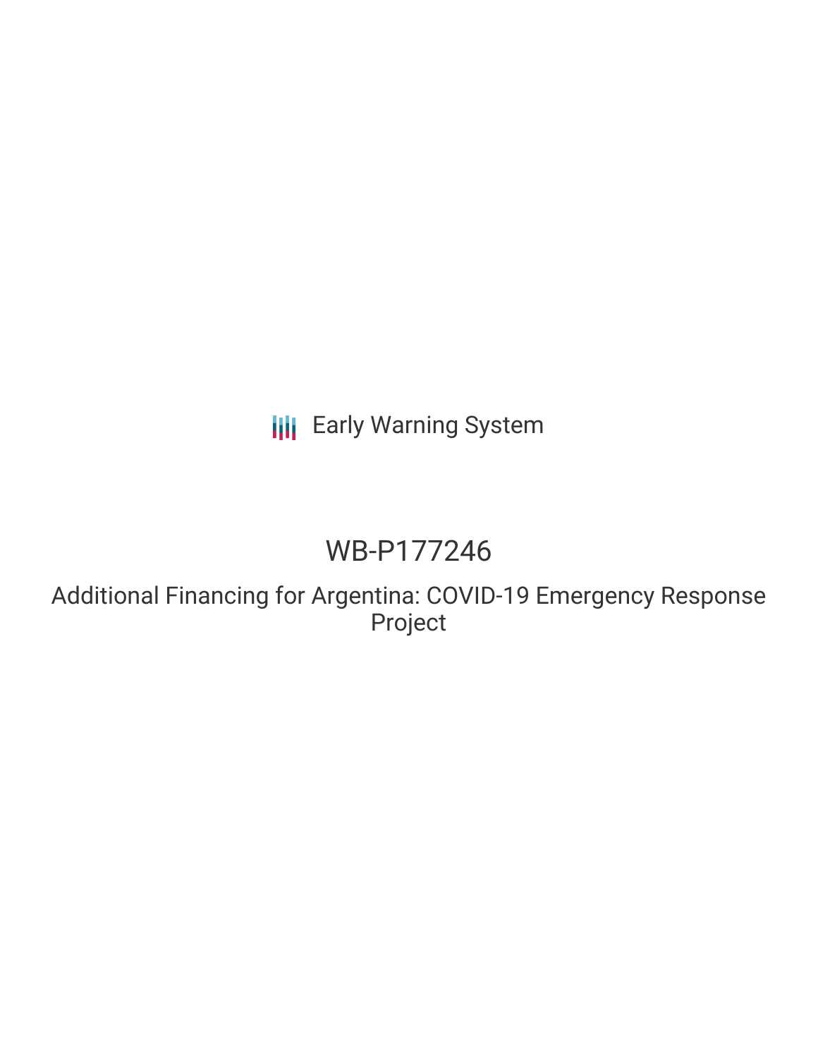Early Warning System

# WB-P177246

## Additional Financing for Argentina: COVID-19 Emergency Response Project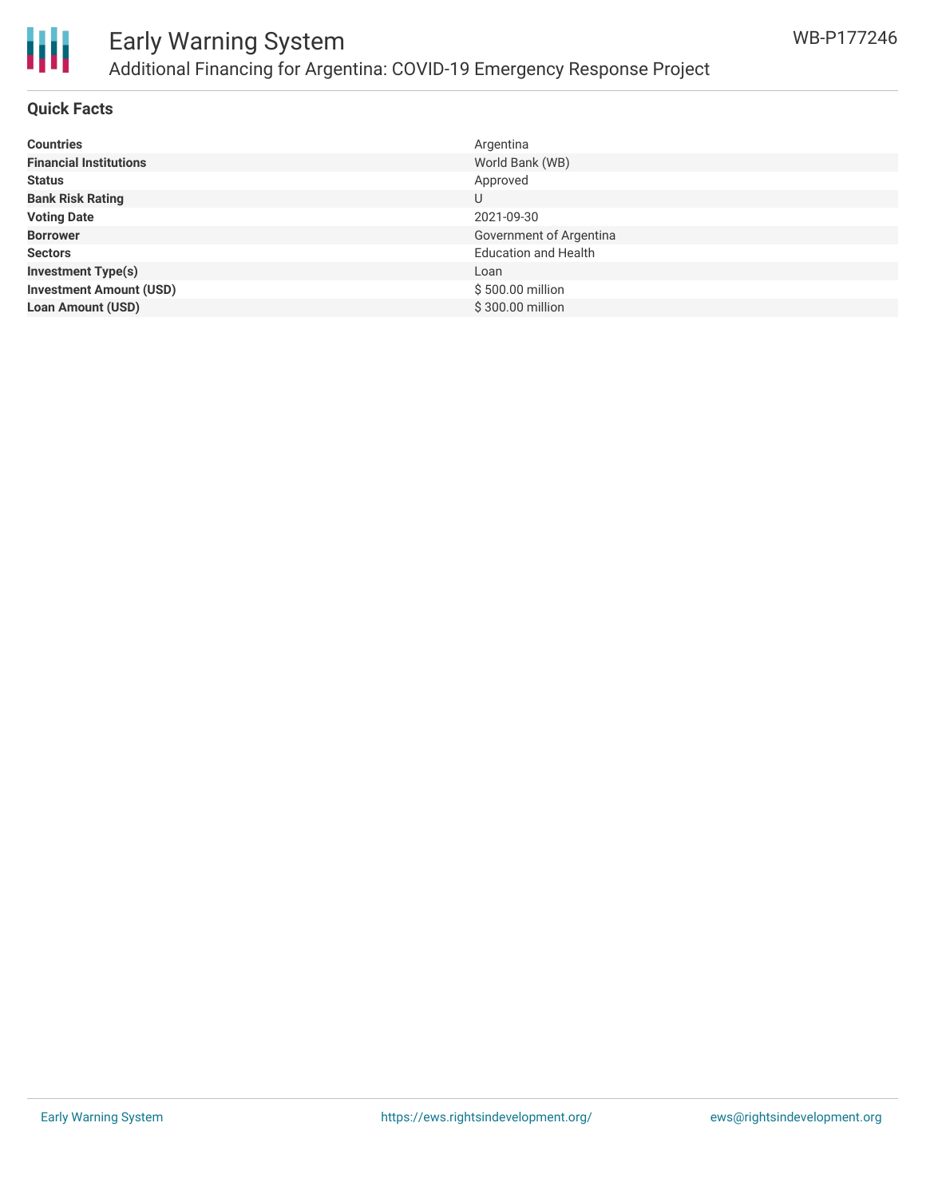## Quick Facts

| | |
|---|---|
| **Countries** | Argentina |
| **Financial Institutions** | World Bank (WB) |
| **Status** | Approved |
| **Bank Risk Rating** | U |
| **Voting Date** | 2021-09-30 |
| **Borrower** | Government of Argentina |
| **Sectors** | Education and Health |
| **Investment Type(s)** | Loan |
| **Investment Amount (USD)** | $ 500.00 million |
| **Loan Amount (USD)** | $ 300.00 million |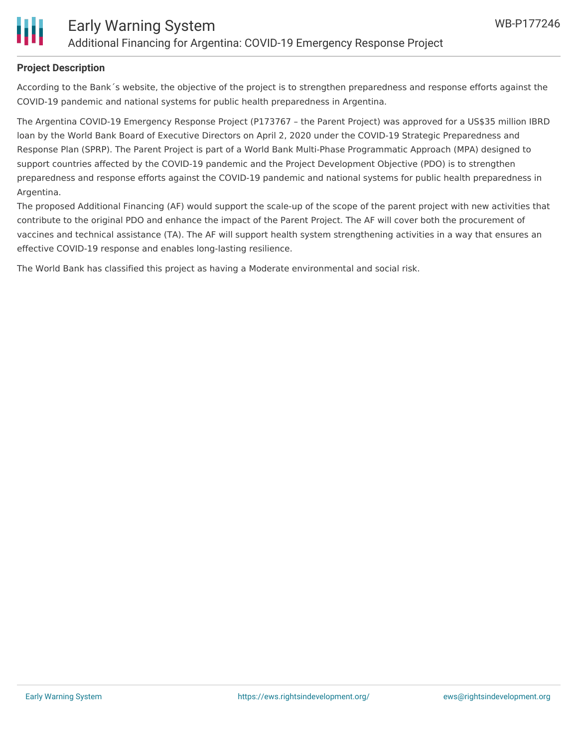**Project Description**

According to the Bank´s website, the objective of the project is to strengthen preparedness and response efforts against the COVID-19 pandemic and national systems for public health preparedness in Argentina.

The Argentina COVID-19 Emergency Response Project (P173767 – the Parent Project) was approved for a US$35 million IBRD loan by the World Bank Board of Executive Directors on April 2, 2020 under the COVID-19 Strategic Preparedness and Response Plan (SPRP). The Parent Project is part of a World Bank Multi-Phase Programmatic Approach (MPA) designed to support countries affected by the COVID-19 pandemic and the Project Development Objective (PDO) is to strengthen preparedness and response efforts against the COVID-19 pandemic and national systems for public health preparedness in Argentina.
The proposed Additional Financing (AF) would support the scale-up of the scope of the parent project with new activities that contribute to the original PDO and enhance the impact of the Parent Project. The AF will cover both the procurement of vaccines and technical assistance (TA). The AF will support health system strengthening activities in a way that ensures an effective COVID-19 response and enables long-lasting resilience.

The World Bank has classified this project as having a Moderate environmental and social risk.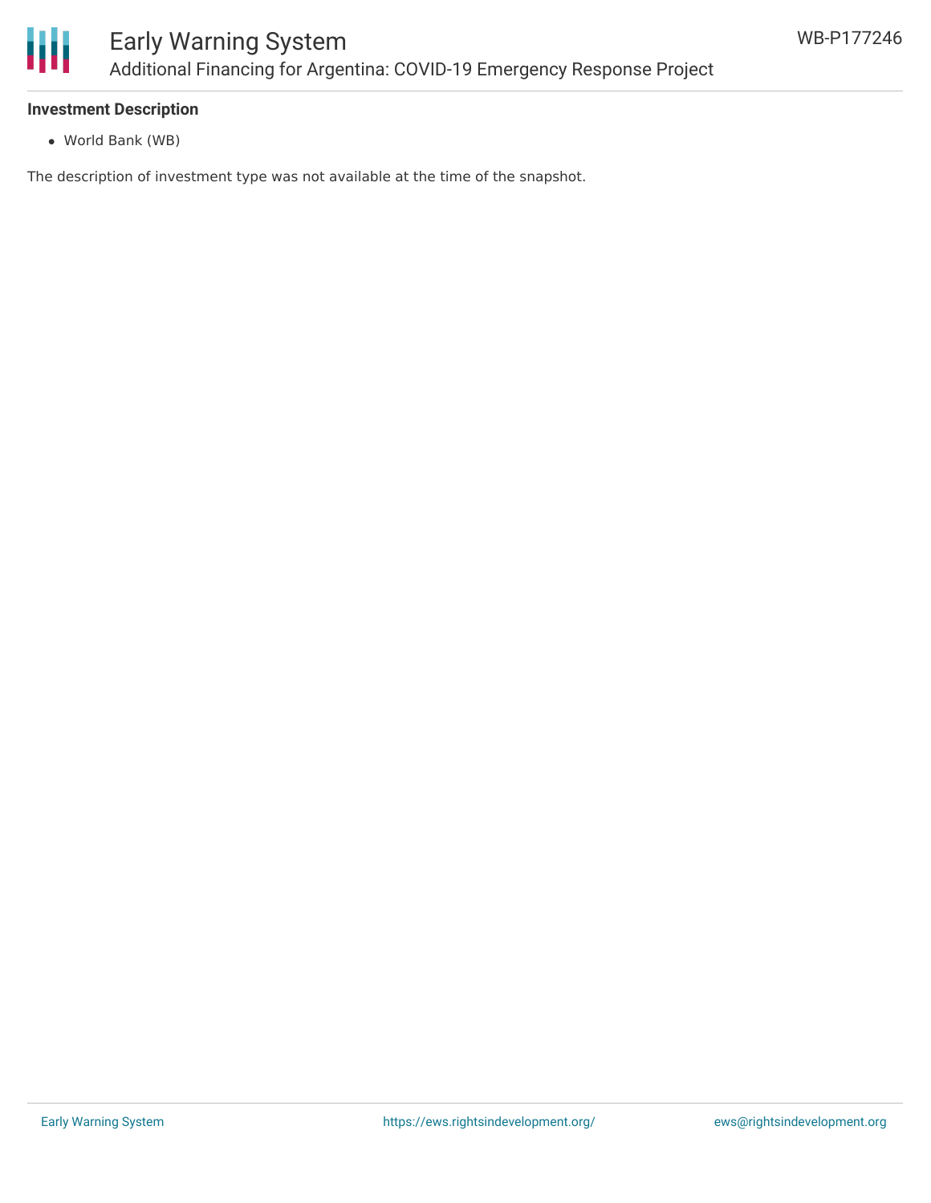**Investment Description**

- World Bank (WB)

The description of investment type was not available at the time of the snapshot.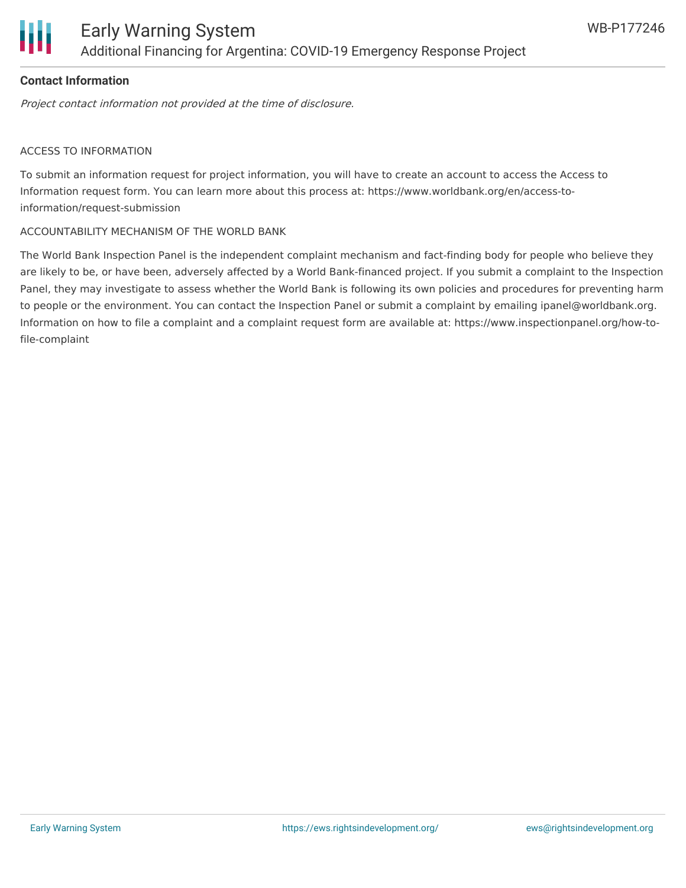**Contact Information**

*Project contact information not provided at the time of disclosure.*

ACCESS TO INFORMATION

To submit an information request for project information, you will have to create an account to access the Access to Information request form. You can learn more about this process at: https://www.worldbank.org/en/access-to-information/request-submission

ACCOUNTABILITY MECHANISM OF THE WORLD BANK

The World Bank Inspection Panel is the independent complaint mechanism and fact-finding body for people who believe they are likely to be, or have been, adversely affected by a World Bank-financed project. If you submit a complaint to the Inspection Panel, they may investigate to assess whether the World Bank is following its own policies and procedures for preventing harm to people or the environment. You can contact the Inspection Panel or submit a complaint by emailing ipanel@worldbank.org. Information on how to file a complaint and a complaint request form are available at: https://www.inspectionpanel.org/how-to-file-complaint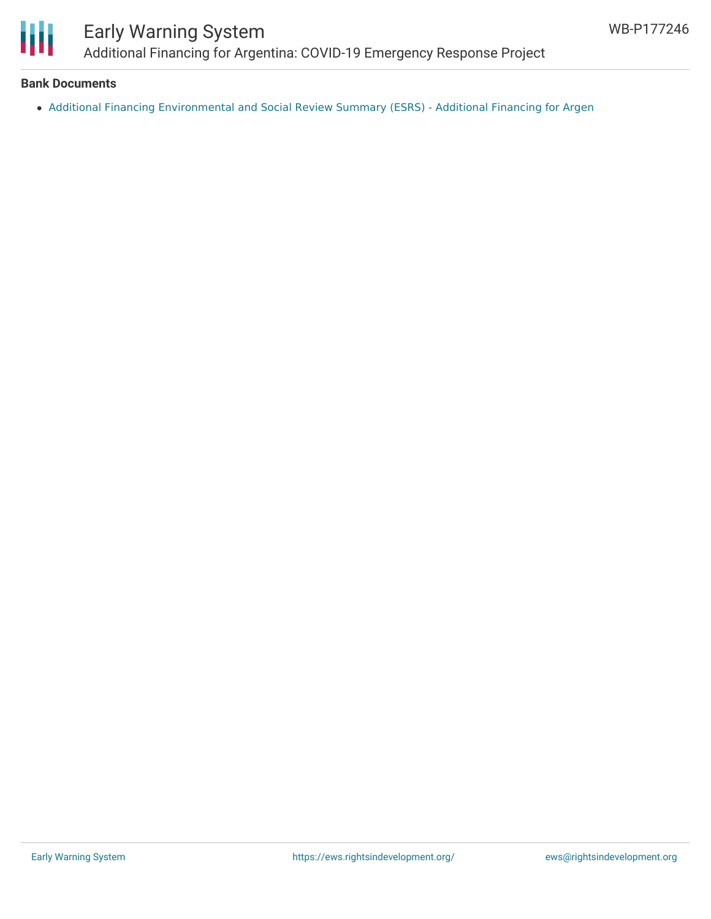**Bank Documents**

- Additional Financing Environmental and Social Review Summary (ESRS) - Additional Financing for Argen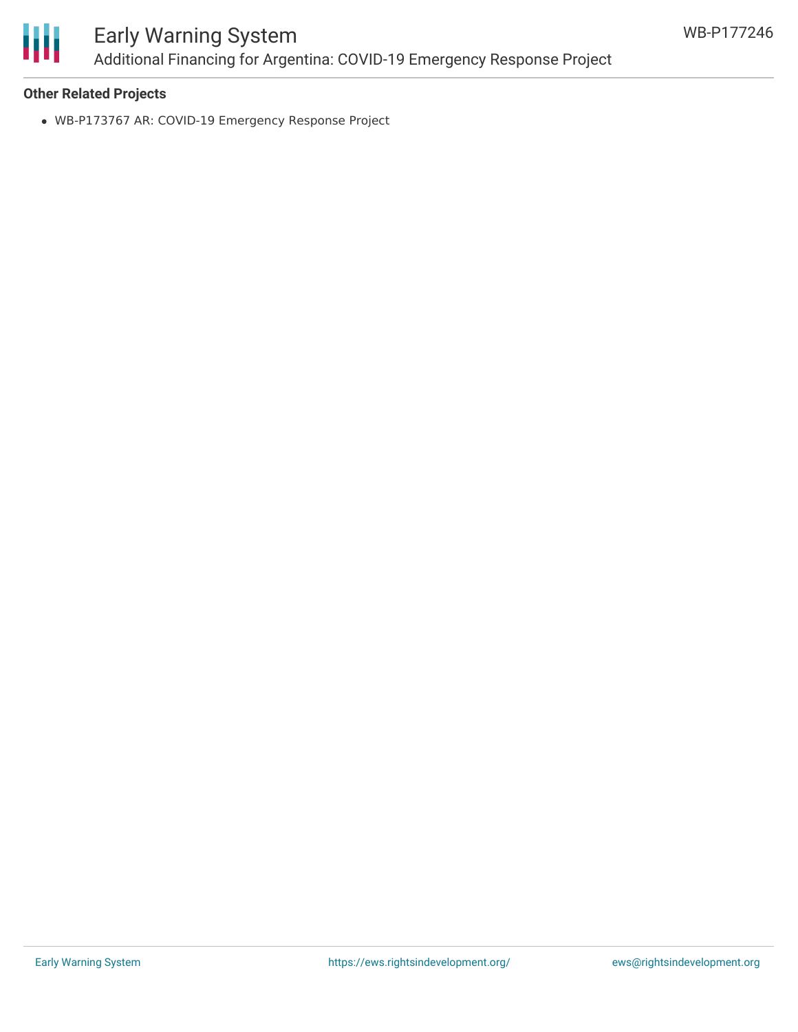**Other Related Projects**

- WB-P173767 AR: COVID-19 Emergency Response Project